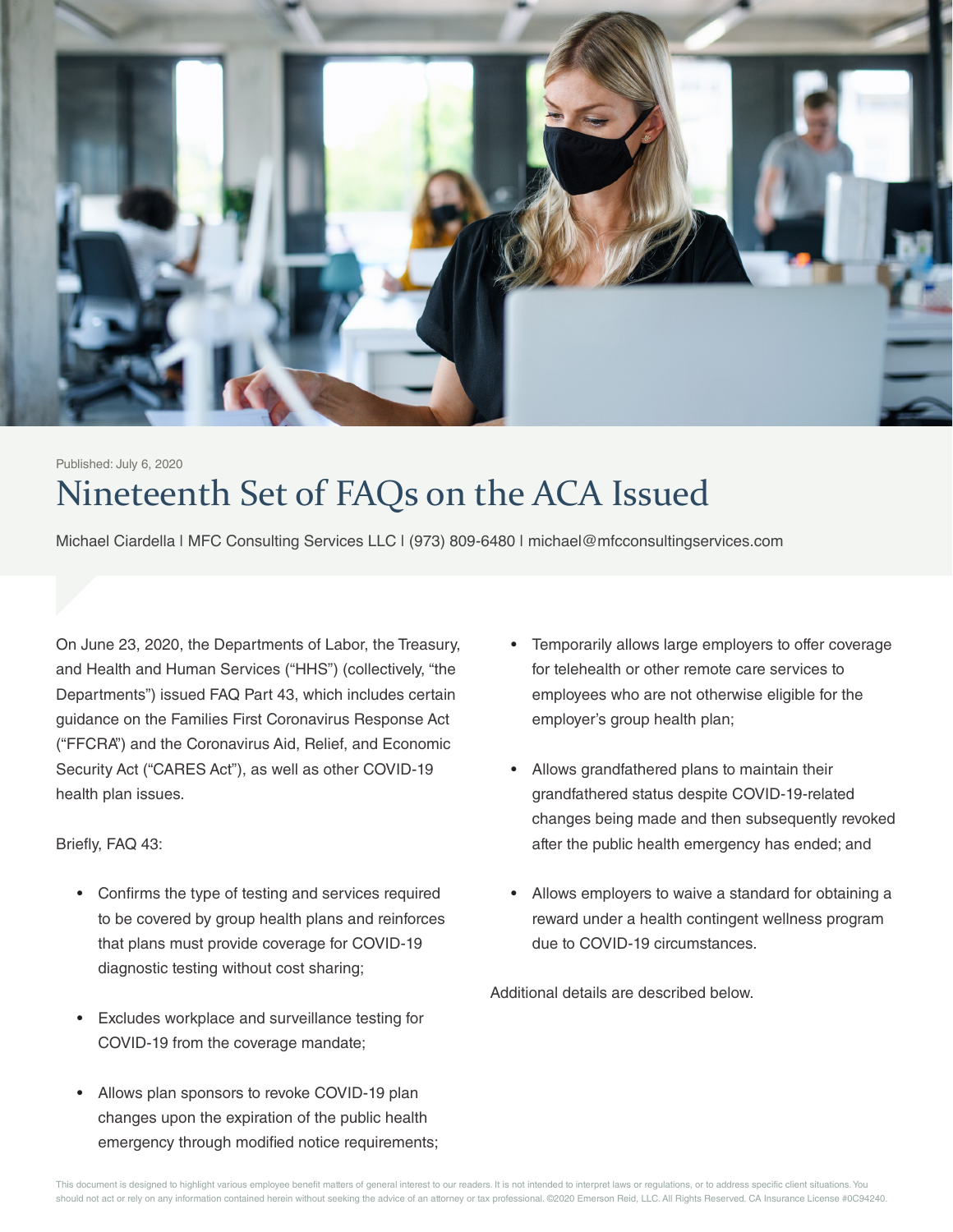Published: July 6, 2020

# Nineteenth Set of FAQs on the ACA Issued

Michael Ciardella | MFC Consulting Services LLC | (973) 809-6480 | michael@mfcconsultingservices.com

On June 23, 2020, the Departments of Labor, the Treasury, and Health and Human Services ("HHS") (collectively, "the Departments") issued FAQ Part 43, which includes certain guidance on the Families First Coronavirus Response Act ("FFCRA") and the Coronavirus Aid, Relief, and Economic Security Act ("CARES Act"), as well as other COVID-19 health plan issues.

Briefly, FAQ 43:

- Confirms the type of testing and services required to be covered by group health plans and reinforces that plans must provide coverage for COVID-19 diagnostic testing without cost sharing;
- Excludes workplace and surveillance testing for COVID-19 from the coverage mandate;
- Allows plan sponsors to revoke COVID-19 plan changes upon the expiration of the public health emergency through modified notice requirements;
- Temporarily allows large employers to offer coverage for telehealth or other remote care services to employees who are not otherwise eligible for the employer's group health plan;
- Allows grandfathered plans to maintain their grandfathered status despite COVID-19-related changes being made and then subsequently revoked after the public health emergency has ended; and
- Allows employers to waive a standard for obtaining a reward under a health contingent wellness program due to COVID-19 circumstances.

Additional details are described below.

This document is designed to highlight various employee benefit matters of general interest to our readers. It is not intended to interpret laws or regulations, or to address specific client situations. You should not act or rely on any information contained herein without seeking the advice of an attorney or tax professional. ©2020 Emerson Reid, LLC. All Rights Reserved. CA Insurance License #0C94240.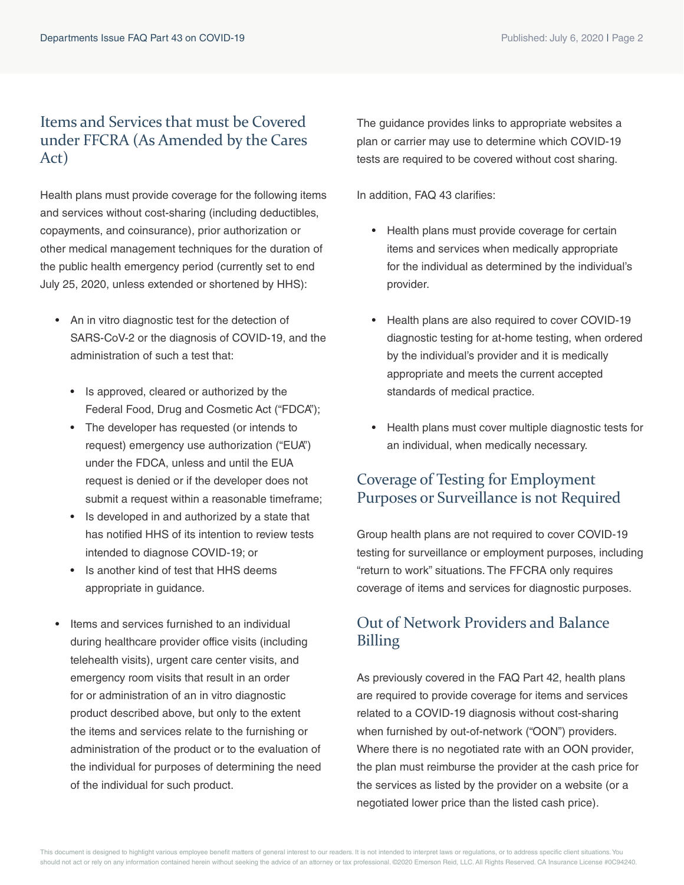## Items and Services that must be Covered under FFCRA (As Amended by the Cares Act)

Health plans must provide coverage for the following items and services without cost-sharing (including deductibles, copayments, and coinsurance), prior authorization or other medical management techniques for the duration of the public health emergency period (currently set to end July 25, 2020, unless extended or shortened by HHS):

- An in vitro diagnostic test for the detection of SARS-CoV-2 or the diagnosis of COVID-19, and the administration of such a test that:
    - Is approved, cleared or authorized by the Federal Food, Drug and Cosmetic Act ("FDCA");
    - The developer has requested (or intends to request) emergency use authorization ("EUA") under the FDCA, unless and until the EUA request is denied or if the developer does not submit a request within a reasonable timeframe;
    - Is developed in and authorized by a state that has notified HHS of its intention to review tests intended to diagnose COVID-19; or
    - Is another kind of test that HHS deems appropriate in guidance.
- Items and services furnished to an individual during healthcare provider office visits (including telehealth visits), urgent care center visits, and emergency room visits that result in an order for or administration of an in vitro diagnostic product described above, but only to the extent the items and services relate to the furnishing or administration of the product or to the evaluation of the individual for purposes of determining the need of the individual for such product.

The guidance provides links to appropriate websites a plan or carrier may use to determine which COVID-19 tests are required to be covered without cost sharing.

In addition, FAQ 43 clarifies:

- Health plans must provide coverage for certain items and services when medically appropriate for the individual as determined by the individual's provider.
- Health plans are also required to cover COVID-19 diagnostic testing for at-home testing, when ordered by the individual's provider and it is medically appropriate and meets the current accepted standards of medical practice.
- Health plans must cover multiple diagnostic tests for an individual, when medically necessary.

## Coverage of Testing for Employment Purposes or Surveillance is not Required

Group health plans are not required to cover COVID-19 testing for surveillance or employment purposes, including "return to work" situations. The FFCRA only requires coverage of items and services for diagnostic purposes.

## Out of Network Providers and Balance Billing

As previously covered in the FAQ Part 42, health plans are required to provide coverage for items and services related to a COVID-19 diagnosis without cost-sharing when furnished by out-of-network ("OON") providers. Where there is no negotiated rate with an OON provider, the plan must reimburse the provider at the cash price for the services as listed by the provider on a website (or a negotiated lower price than the listed cash price).

This document is designed to highlight various employee benefit matters of general interest to our readers. It is not intended to interpret laws or regulations, or to address specific client situations. You should not act or rely on any information contained herein without seeking the advice of an attorney or tax professional. ©2020 Emerson Reid, LLC. All Rights Reserved. CA Insurance License #0C94240.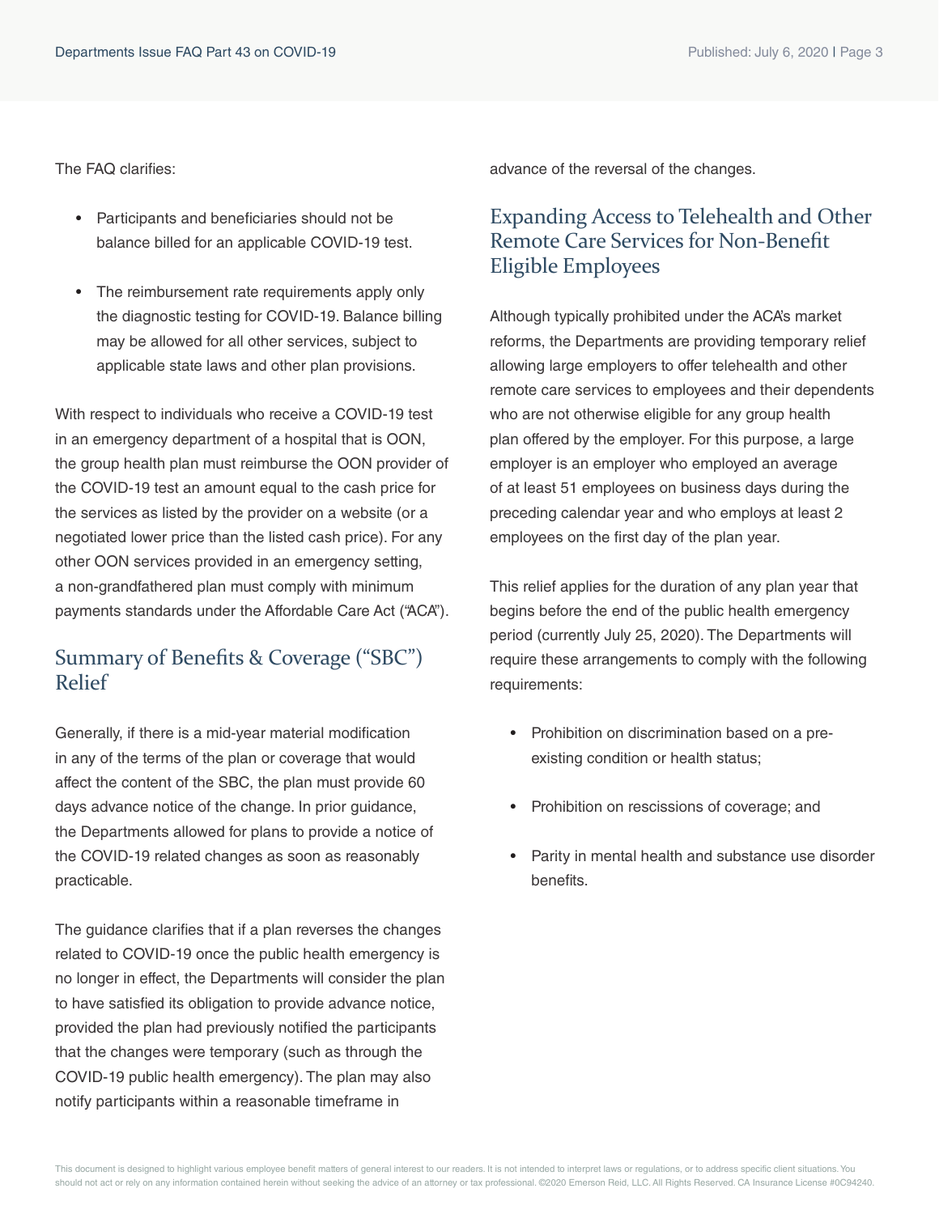The FAQ clarifies:

- Participants and beneficiaries should not be balance billed for an applicable COVID-19 test.
- The reimbursement rate requirements apply only the diagnostic testing for COVID-19. Balance billing may be allowed for all other services, subject to applicable state laws and other plan provisions.

With respect to individuals who receive a COVID-19 test in an emergency department of a hospital that is OON, the group health plan must reimburse the OON provider of the COVID-19 test an amount equal to the cash price for the services as listed by the provider on a website (or a negotiated lower price than the listed cash price). For any other OON services provided in an emergency setting, a non-grandfathered plan must comply with minimum payments standards under the Affordable Care Act ("ACA").

## Summary of Benefits & Coverage ("SBC") Relief

Generally, if there is a mid-year material modification in any of the terms of the plan or coverage that would affect the content of the SBC, the plan must provide 60 days advance notice of the change. In prior guidance, the Departments allowed for plans to provide a notice of the COVID-19 related changes as soon as reasonably practicable.

The guidance clarifies that if a plan reverses the changes related to COVID-19 once the public health emergency is no longer in effect, the Departments will consider the plan to have satisfied its obligation to provide advance notice, provided the plan had previously notified the participants that the changes were temporary (such as through the COVID-19 public health emergency). The plan may also notify participants within a reasonable timeframe in advance of the reversal of the changes.

## Expanding Access to Telehealth and Other Remote Care Services for Non-Benefit Eligible Employees

Although typically prohibited under the ACA's market reforms, the Departments are providing temporary relief allowing large employers to offer telehealth and other remote care services to employees and their dependents who are not otherwise eligible for any group health plan offered by the employer. For this purpose, a large employer is an employer who employed an average of at least 51 employees on business days during the preceding calendar year and who employs at least 2 employees on the first day of the plan year.

This relief applies for the duration of any plan year that begins before the end of the public health emergency period (currently July 25, 2020). The Departments will require these arrangements to comply with the following requirements:

- Prohibition on discrimination based on a pre-existing condition or health status;
- Prohibition on rescissions of coverage; and
- Parity in mental health and substance use disorder benefits.

This document is designed to highlight various employee benefit matters of general interest to our readers. It is not intended to interpret laws or regulations, or to address specific client situations. You should not act or rely on any information contained herein without seeking the advice of an attorney or tax professional. ©2020 Emerson Reid, LLC. All Rights Reserved. CA Insurance License #0C94240.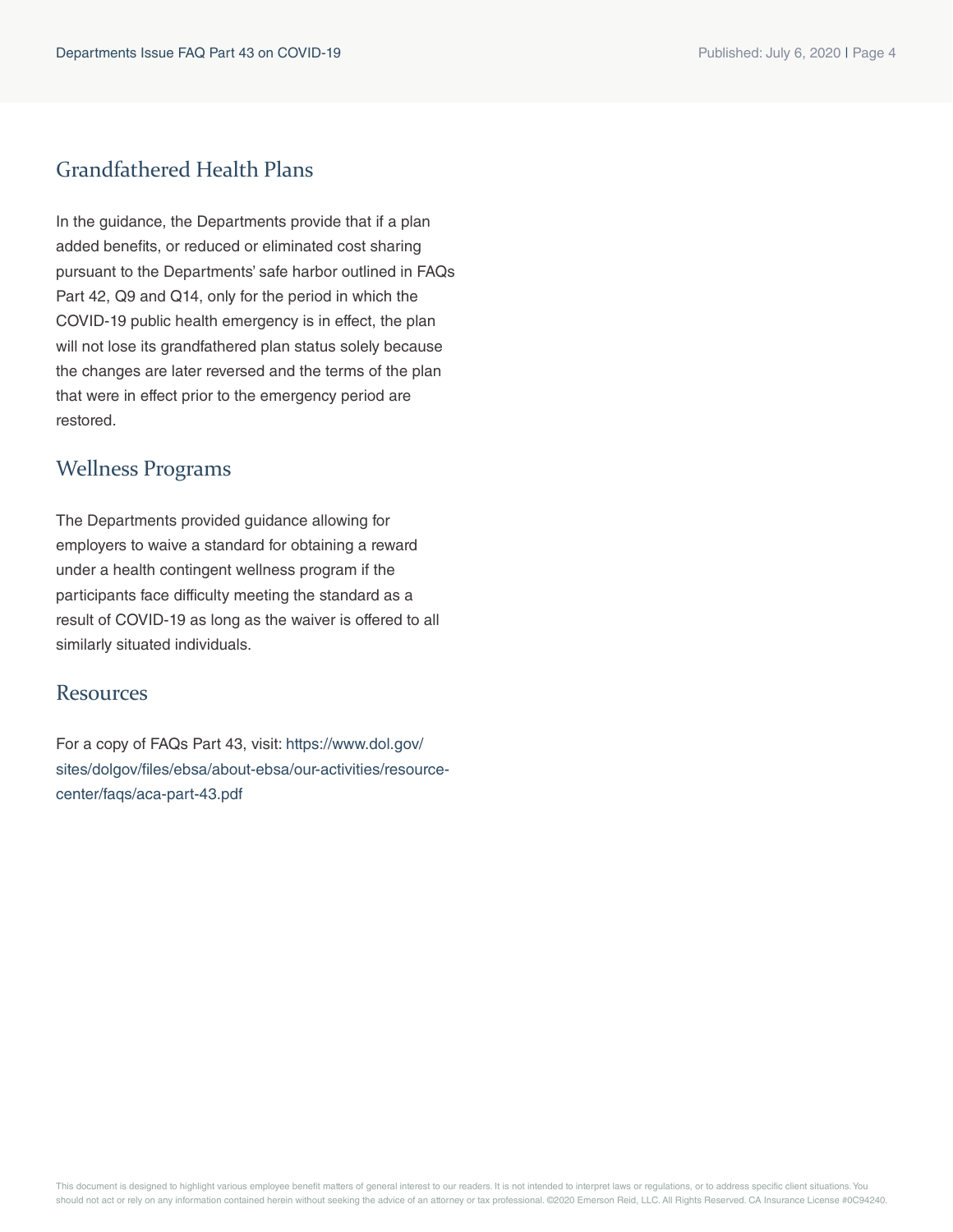## Grandfathered Health Plans

In the guidance, the Departments provide that if a plan added benefits, or reduced or eliminated cost sharing pursuant to the Departments' safe harbor outlined in FAQs Part 42, Q9 and Q14, only for the period in which the COVID-19 public health emergency is in effect, the plan will not lose its grandfathered plan status solely because the changes are later reversed and the terms of the plan that were in effect prior to the emergency period are restored.

## Wellness Programs

The Departments provided guidance allowing for employers to waive a standard for obtaining a reward under a health contingent wellness program if the participants face difficulty meeting the standard as a result of COVID-19 as long as the waiver is offered to all similarly situated individuals.

## Resources

For a copy of FAQs Part 43, visit: https://www.dol.gov/sites/dolgov/files/ebsa/about-ebsa/our-activities/resource-center/faqs/aca-part-43.pdf

This document is designed to highlight various employee benefit matters of general interest to our readers. It is not intended to interpret laws or regulations, or to address specific client situations. You should not act or rely on any information contained herein without seeking the advice of an attorney or tax professional. ©2020 Emerson Reid, LLC. All Rights Reserved. CA Insurance License #0C94240.